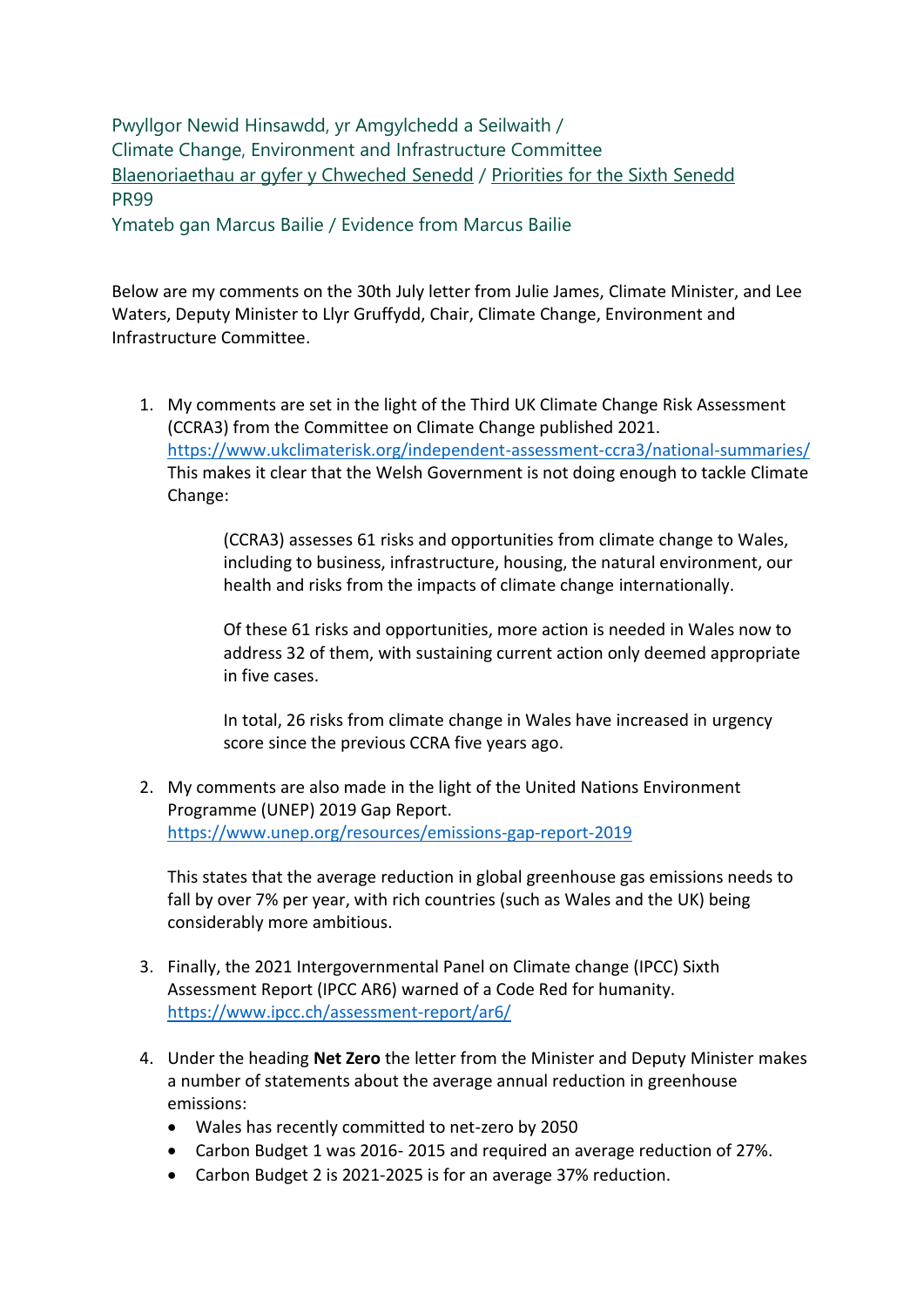Pwyllgor Newid Hinsawdd, yr Amgylchedd a Seilwaith /
Climate Change, Environment and Infrastructure Committee
[Blaenoriaethau ar gyfer y Chweched Senedd](#) / [Priorities for the Sixth Senedd](#)
PR99
Ymateb gan Marcus Bailie / Evidence from Marcus Bailie

Below are my comments on the 30th July letter from Julie James, Climate Minister, and Lee Waters, Deputy Minister to Llyr Gruffydd, Chair, Climate Change, Environment and Infrastructure Committee.

1. My comments are set in the light of the Third UK Climate Change Risk Assessment (CCRA3) from the Committee on Climate Change published 2021. https://www.ukclimaterisk.org/independent-assessment-ccra3/national-summaries/ This makes it clear that the Welsh Government is not doing enough to tackle Climate Change:

   > (CCRA3) assesses 61 risks and opportunities from climate change to Wales, including to business, infrastructure, housing, the natural environment, our health and risks from the impacts of climate change internationally.
   >
   > Of these 61 risks and opportunities, more action is needed in Wales now to address 32 of them, with sustaining current action only deemed appropriate in five cases.
   >
   > In total, 26 risks from climate change in Wales have increased in urgency score since the previous CCRA five years ago.

2. My comments are also made in the light of the United Nations Environment Programme (UNEP) 2019 Gap Report. https://www.unep.org/resources/emissions-gap-report-2019

   This states that the average reduction in global greenhouse gas emissions needs to fall by over 7% per year, with rich countries (such as Wales and the UK) being considerably more ambitious.

3. Finally, the 2021 Intergovernmental Panel on Climate change (IPCC) Sixth Assessment Report (IPCC AR6) warned of a Code Red for humanity. https://www.ipcc.ch/assessment-report/ar6/

4. Under the heading **Net Zero** the letter from the Minister and Deputy Minister makes a number of statements about the average annual reduction in greenhouse emissions:
   - Wales has recently committed to net-zero by 2050
   - Carbon Budget 1 was 2016- 2015 and required an average reduction of 27%.
   - Carbon Budget 2 is 2021-2025 is for an average 37% reduction.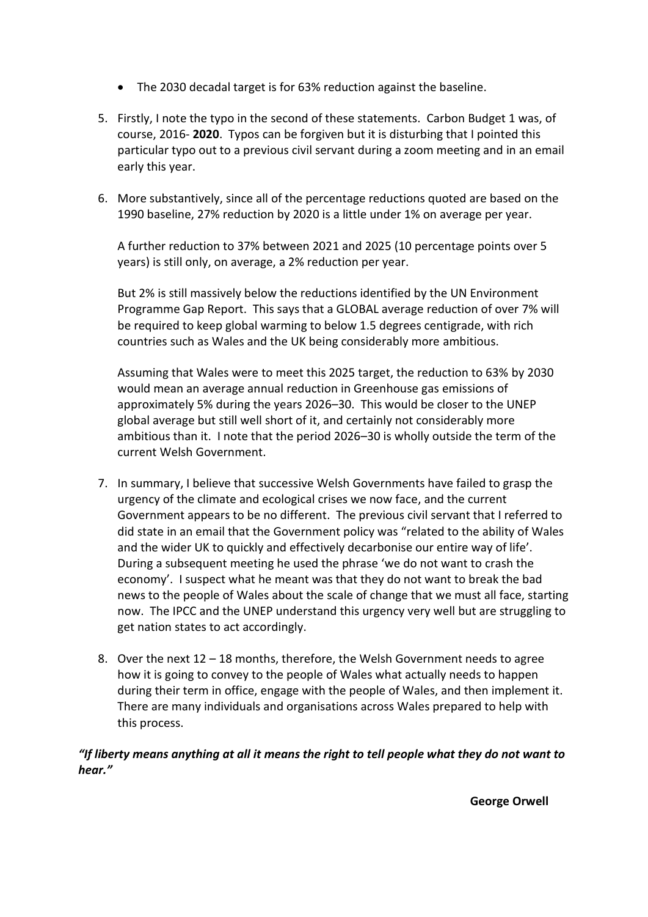- The 2030 decadal target is for 63% reduction against the baseline.

5. Firstly, I note the typo in the second of these statements. Carbon Budget 1 was, of course, 2016- **2020**. Typos can be forgiven but it is disturbing that I pointed this particular typo out to a previous civil servant during a zoom meeting and in an email early this year.

6. More substantively, since all of the percentage reductions quoted are based on the 1990 baseline, 27% reduction by 2020 is a little under 1% on average per year.

   A further reduction to 37% between 2021 and 2025 (10 percentage points over 5 years) is still only, on average, a 2% reduction per year.

   But 2% is still massively below the reductions identified by the UN Environment Programme Gap Report. This says that a GLOBAL average reduction of over 7% will be required to keep global warming to below 1.5 degrees centigrade, with rich countries such as Wales and the UK being considerably more ambitious.

   Assuming that Wales were to meet this 2025 target, the reduction to 63% by 2030 would mean an average annual reduction in Greenhouse gas emissions of approximately 5% during the years 2026–30. This would be closer to the UNEP global average but still well short of it, and certainly not considerably more ambitious than it. I note that the period 2026–30 is wholly outside the term of the current Welsh Government.

7. In summary, I believe that successive Welsh Governments have failed to grasp the urgency of the climate and ecological crises we now face, and the current Government appears to be no different. The previous civil servant that I referred to did state in an email that the Government policy was "related to the ability of Wales and the wider UK to quickly and effectively decarbonise our entire way of life'. During a subsequent meeting he used the phrase 'we do not want to crash the economy'. I suspect what he meant was that they do not want to break the bad news to the people of Wales about the scale of change that we must all face, starting now. The IPCC and the UNEP understand this urgency very well but are struggling to get nation states to act accordingly.

8. Over the next 12 – 18 months, therefore, the Welsh Government needs to agree how it is going to convey to the people of Wales what actually needs to happen during their term in office, engage with the people of Wales, and then implement it. There are many individuals and organisations across Wales prepared to help with this process.

***"If liberty means anything at all it means the right to tell people what they do not want to hear."***

**George Orwell**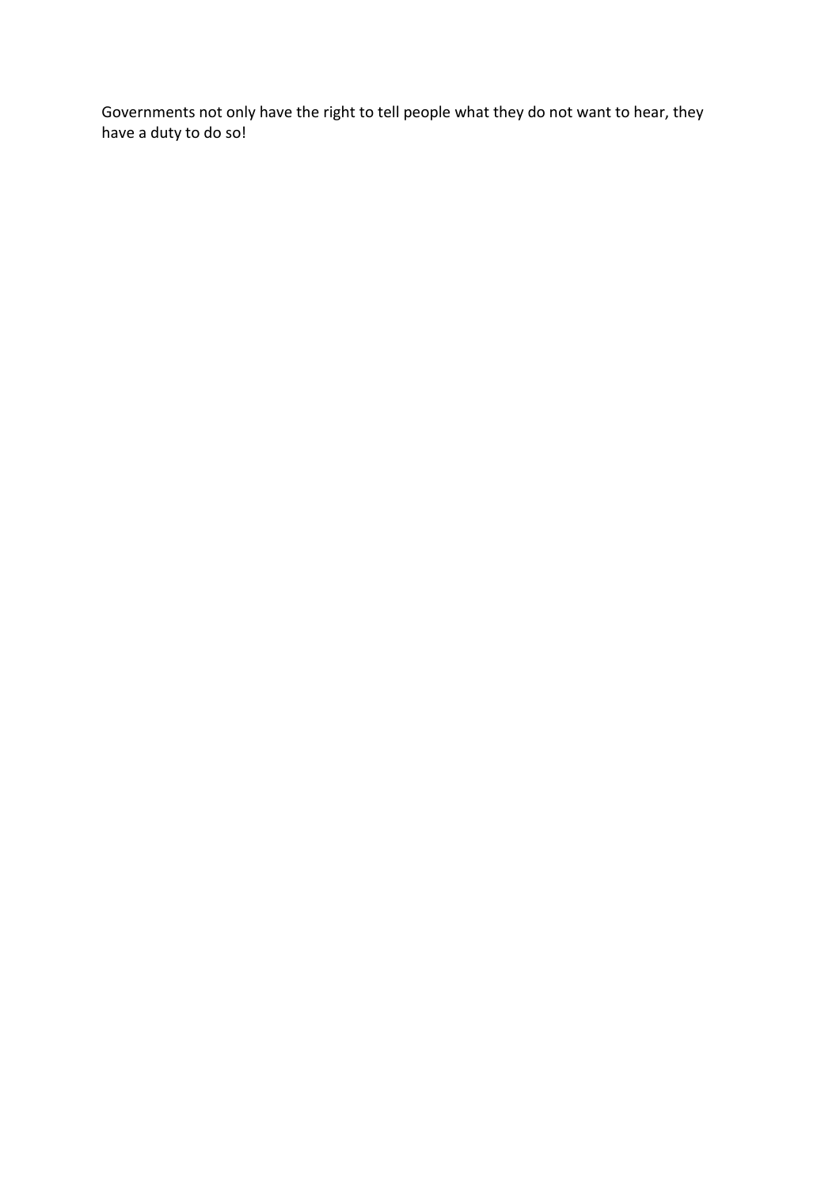Governments not only have the right to tell people what they do not want to hear, they have a duty to do so!